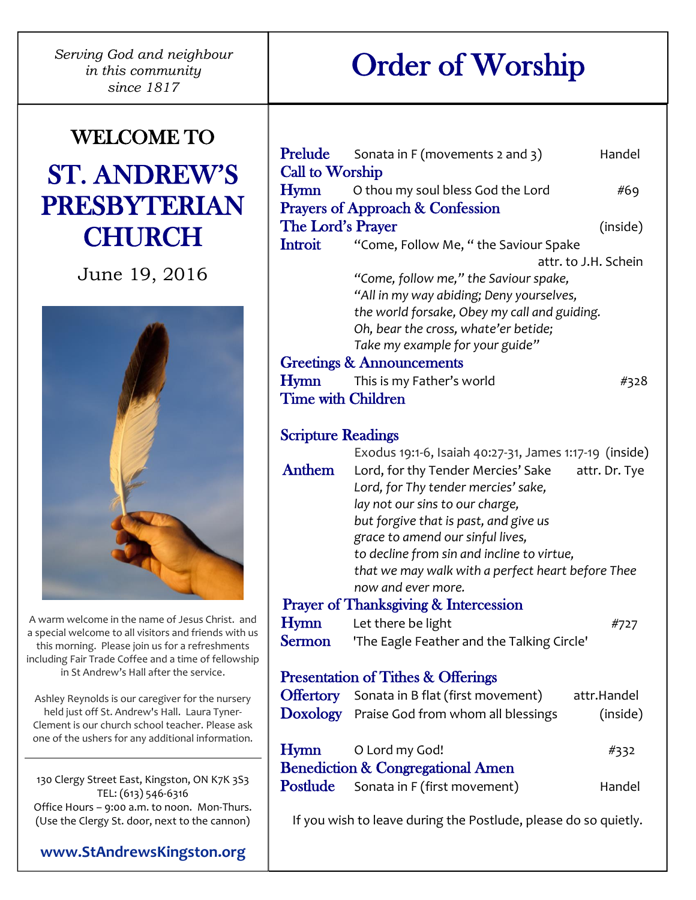*Serving God and neighbour in this community since 1817*

# WELCOME TO

# ST. ANDREW'S PRESBYTERIAN CHURCH

June 19, 2016

A warm welcome in the name of Jesus Christ. and a special welcome to all visitors and friends with us this morning. Please join us for a refreshments including Fair Trade Coffee and a time of fellowship in St Andrew's Hall after the service.

Ashley Reynolds is our caregiver for the nursery held just off St. Andrew's Hall. Laura Tyner-Clement is our church school teacher. Please ask one of the ushers for any additional information.

---

130 Clergy Street East, Kingston, ON K7K 3S3
TEL: (613) 546-6316
Office Hours – 9:00 a.m. to noon. Mon-Thurs.
(Use the Clergy St. door, next to the cannon)

**www.StAndrewsKingston.org**

# Order of Worship

**Prelude** Sonata in F (movements 2 and 3) Handel

**Call to Worship**

**Hymn** O thou my soul bless God the Lord #69

**Prayers of Approach & Confession**

**The Lord's Prayer** (inside)

**Introit** "Come, Follow Me, " the Saviour Spake attr. to J.H. Schein

*"Come, follow me," the Saviour spake,*
*"All in my way abiding; Deny yourselves,*
*the world forsake, Obey my call and guiding.*
*Oh, bear the cross, whate'er betide;*
*Take my example for your guide"*

**Greetings & Announcements**

**Hymn** This is my Father's world #328

**Time with Children**

**Scripture Readings**

Exodus 19:1-6, Isaiah 40:27-31, James 1:17-19 (inside)

**Anthem** Lord, for thy Tender Mercies' Sake attr. Dr. Tye

*Lord, for Thy tender mercies' sake,*
*lay not our sins to our charge,*
*but forgive that is past, and give us*
*grace to amend our sinful lives,*
*to decline from sin and incline to virtue,*
*that we may walk with a perfect heart before Thee*
*now and ever more.*

**Prayer of Thanksgiving & Intercession**

**Hymn** Let there be light #727

**Sermon** 'The Eagle Feather and the Talking Circle'

**Presentation of Tithes & Offerings**

**Offertory** Sonata in B flat (first movement) attr.Handel

**Doxology** Praise God from whom all blessings (inside)

**Hymn** O Lord my God! #332

**Benediction & Congregational Amen**

**Postlude** Sonata in F (first movement) Handel

If you wish to leave during the Postlude, please do so quietly.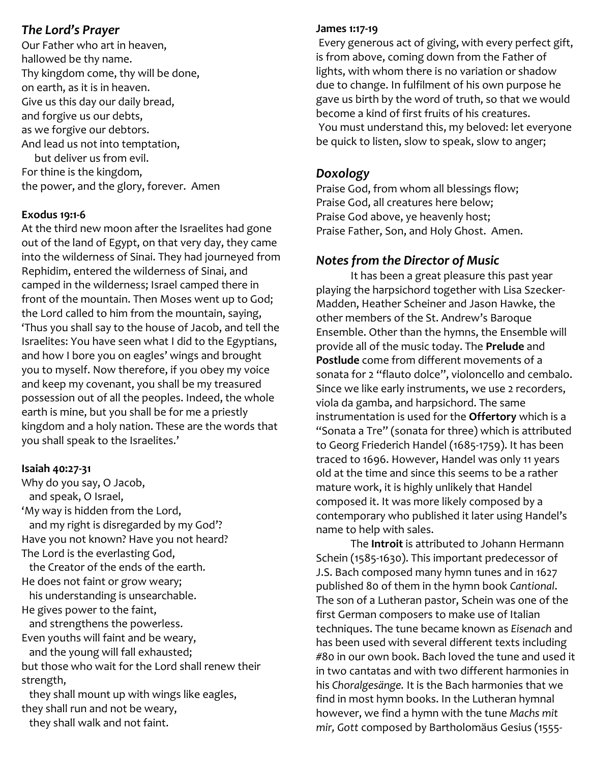## *The Lord's Prayer*

Our Father who art in heaven,
hallowed be thy name.
Thy kingdom come, thy will be done,
on earth, as it is in heaven.
Give us this day our daily bread,
and forgive us our debts,
as we forgive our debtors.
And lead us not into temptation,
but deliver us from evil.
For thine is the kingdom,
the power, and the glory, forever. Amen

**Exodus 19:1-6**

At the third new moon after the Israelites had gone out of the land of Egypt, on that very day, they came into the wilderness of Sinai. They had journeyed from Rephidim, entered the wilderness of Sinai, and camped in the wilderness; Israel camped there in front of the mountain. Then Moses went up to God; the Lord called to him from the mountain, saying, 'Thus you shall say to the house of Jacob, and tell the Israelites: You have seen what I did to the Egyptians, and how I bore you on eagles' wings and brought you to myself. Now therefore, if you obey my voice and keep my covenant, you shall be my treasured possession out of all the peoples. Indeed, the whole earth is mine, but you shall be for me a priestly kingdom and a holy nation. These are the words that you shall speak to the Israelites.'

**Isaiah 40:27-31**

Why do you say, O Jacob,
and speak, O Israel,
'My way is hidden from the Lord,
and my right is disregarded by my God'?
Have you not known? Have you not heard?
The Lord is the everlasting God,
the Creator of the ends of the earth.
He does not faint or grow weary;
his understanding is unsearchable.
He gives power to the faint,
and strengthens the powerless.
Even youths will faint and be weary,
and the young will fall exhausted;
but those who wait for the Lord shall renew their strength,
they shall mount up with wings like eagles,
they shall run and not be weary,
they shall walk and not faint.

**James 1:17-19**

Every generous act of giving, with every perfect gift, is from above, coming down from the Father of lights, with whom there is no variation or shadow due to change. In fulfilment of his own purpose he gave us birth by the word of truth, so that we would become a kind of first fruits of his creatures.
You must understand this, my beloved: let everyone be quick to listen, slow to speak, slow to anger;

## *Doxology*

Praise God, from whom all blessings flow;
Praise God, all creatures here below;
Praise God above, ye heavenly host;
Praise Father, Son, and Holy Ghost. Amen.

## *Notes from the Director of Music*

It has been a great pleasure this past year playing the harpsichord together with Lisa Szecker-Madden, Heather Scheiner and Jason Hawke, the other members of the St. Andrew's Baroque Ensemble. Other than the hymns, the Ensemble will provide all of the music today. The **Prelude** and **Postlude** come from different movements of a sonata for 2 "flauto dolce", violoncello and cembalo. Since we like early instruments, we use 2 recorders, viola da gamba, and harpsichord. The same instrumentation is used for the **Offertory** which is a "Sonata a Tre" (sonata for three) which is attributed to Georg Friederich Handel (1685-1759). It has been traced to 1696. However, Handel was only 11 years old at the time and since this seems to be a rather mature work, it is highly unlikely that Handel composed it. It was more likely composed by a contemporary who published it later using Handel's name to help with sales.

The **Introit** is attributed to Johann Hermann Schein (1585-1630). This important predecessor of J.S. Bach composed many hymn tunes and in 1627 published 80 of them in the hymn book *Cantional*. The son of a Lutheran pastor, Schein was one of the first German composers to make use of Italian techniques. The tune became known as *Eisenach* and has been used with several different texts including #80 in our own book. Bach loved the tune and used it in two cantatas and with two different harmonies in his *Choralgesänge.* It is the Bach harmonies that we find in most hymn books. In the Lutheran hymnal however, we find a hymn with the tune *Machs mit mir, Gott* composed by Bartholomäus Gesius (1555-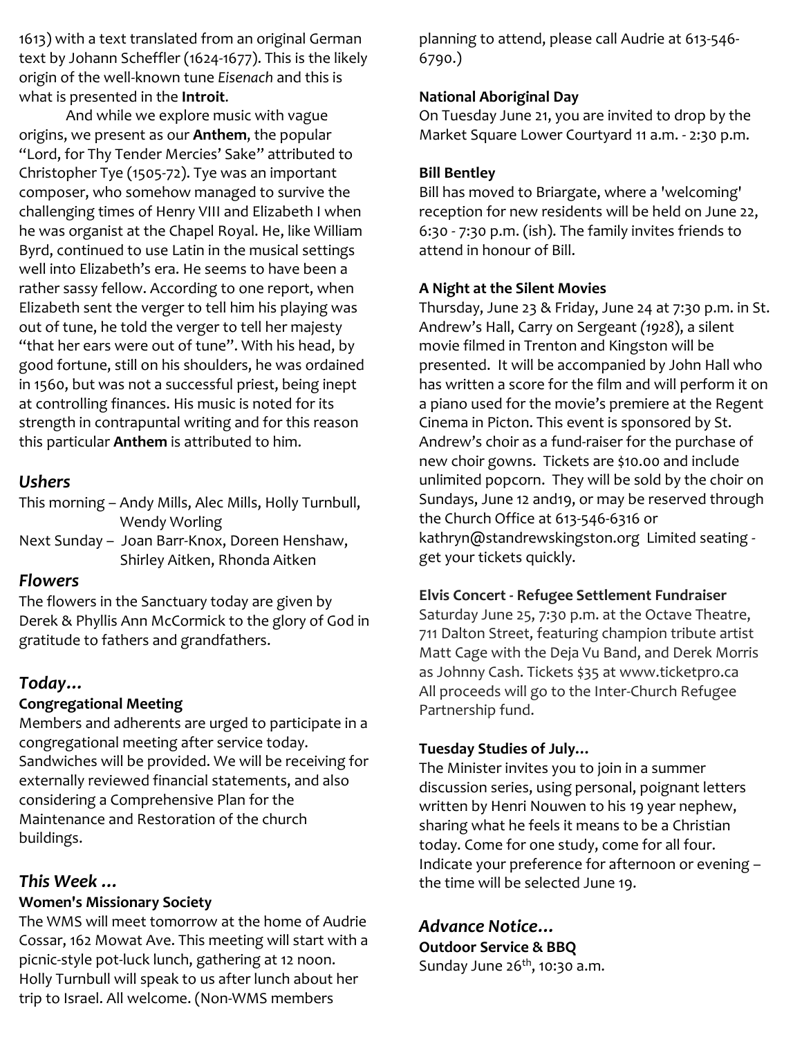1613) with a text translated from an original German text by Johann Scheffler (1624-1677). This is the likely origin of the well-known tune *Eisenach* and this is what is presented in the **Introit**.

And while we explore music with vague origins, we present as our **Anthem**, the popular "Lord, for Thy Tender Mercies' Sake" attributed to Christopher Tye (1505-72). Tye was an important composer, who somehow managed to survive the challenging times of Henry VIII and Elizabeth I when he was organist at the Chapel Royal. He, like William Byrd, continued to use Latin in the musical settings well into Elizabeth's era. He seems to have been a rather sassy fellow. According to one report, when Elizabeth sent the verger to tell him his playing was out of tune, he told the verger to tell her majesty "that her ears were out of tune". With his head, by good fortune, still on his shoulders, he was ordained in 1560, but was not a successful priest, being inept at controlling finances. His music is noted for its strength in contrapuntal writing and for this reason this particular **Anthem** is attributed to him.

## *Ushers*

This morning – Andy Mills, Alec Mills, Holly Turnbull, Wendy Worling
Next Sunday – Joan Barr-Knox, Doreen Henshaw, Shirley Aitken, Rhonda Aitken

## *Flowers*

The flowers in the Sanctuary today are given by Derek & Phyllis Ann McCormick to the glory of God in gratitude to fathers and grandfathers.

## *Today…*

**Congregational Meeting**

Members and adherents are urged to participate in a congregational meeting after service today. Sandwiches will be provided. We will be receiving for externally reviewed financial statements, and also considering a Comprehensive Plan for the Maintenance and Restoration of the church buildings.

## *This Week …*

**Women's Missionary Society**

The WMS will meet tomorrow at the home of Audrie Cossar, 162 Mowat Ave. This meeting will start with a picnic-style pot-luck lunch, gathering at 12 noon. Holly Turnbull will speak to us after lunch about her trip to Israel. All welcome. (Non-WMS members planning to attend, please call Audrie at 613-546-6790.)

**National Aboriginal Day**

On Tuesday June 21, you are invited to drop by the Market Square Lower Courtyard 11 a.m. - 2:30 p.m.

**Bill Bentley**

Bill has moved to Briargate, where a 'welcoming' reception for new residents will be held on June 22, 6:30 - 7:30 p.m. (ish). The family invites friends to attend in honour of Bill.

**A Night at the Silent Movies**

Thursday, June 23 & Friday, June 24 at 7:30 p.m. in St. Andrew's Hall, Carry on Sergeant *(1928*), a silent movie filmed in Trenton and Kingston will be presented. It will be accompanied by John Hall who has written a score for the film and will perform it on a piano used for the movie's premiere at the Regent Cinema in Picton. This event is sponsored by St. Andrew's choir as a fund-raiser for the purchase of new choir gowns. Tickets are $10.00 and include unlimited popcorn. They will be sold by the choir on Sundays, June 12 and19, or may be reserved through the Church Office at 613-546-6316 or kathryn@standrewskingston.org Limited seating - get your tickets quickly.

**Elvis Concert - Refugee Settlement Fundraiser**

Saturday June 25, 7:30 p.m. at the Octave Theatre, 711 Dalton Street, featuring champion tribute artist Matt Cage with the Deja Vu Band, and Derek Morris as Johnny Cash. Tickets $35 at www.ticketpro.ca All proceeds will go to the Inter-Church Refugee Partnership fund.

**Tuesday Studies of July…**

The Minister invites you to join in a summer discussion series, using personal, poignant letters written by Henri Nouwen to his 19 year nephew, sharing what he feels it means to be a Christian today. Come for one study, come for all four. Indicate your preference for afternoon or evening – the time will be selected June 19.

## *Advance Notice…*

**Outdoor Service & BBQ**

Sunday June 26th, 10:30 a.m.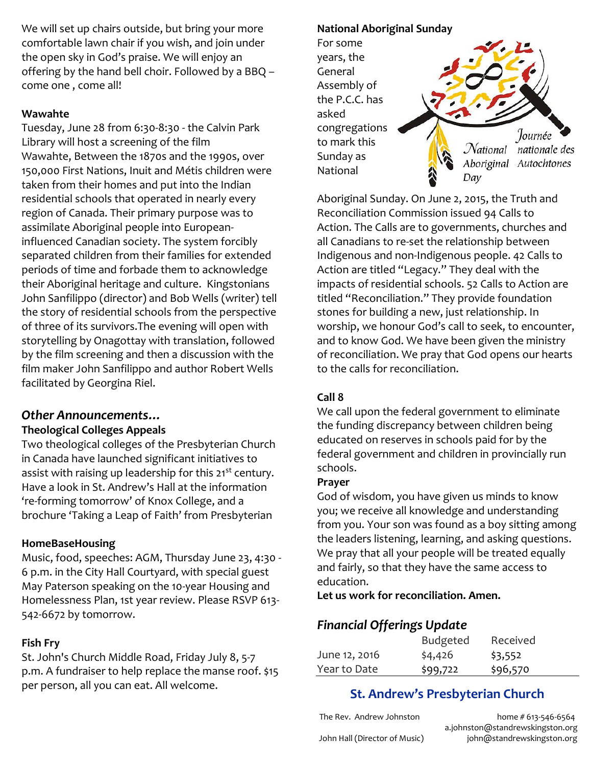We will set up chairs outside, but bring your more comfortable lawn chair if you wish, and join under the open sky in God's praise. We will enjoy an offering by the hand bell choir. Followed by a BBQ – come one , come all!

**Wawahte**

Tuesday, June 28 from 6:30-8:30 - the Calvin Park Library will host a screening of the film Wawahte, Between the 1870s and the 1990s, over 150,000 First Nations, Inuit and Métis children were taken from their homes and put into the Indian residential schools that operated in nearly every region of Canada. Their primary purpose was to assimilate Aboriginal people into European-influenced Canadian society. The system forcibly separated children from their families for extended periods of time and forbade them to acknowledge their Aboriginal heritage and culture. Kingstonians John Sanfilippo (director) and Bob Wells (writer) tell the story of residential schools from the perspective of three of its survivors.The evening will open with storytelling by Onagottay with translation, followed by the film screening and then a discussion with the film maker John Sanfilippo and author Robert Wells facilitated by Georgina Riel.

## *Other Announcements…*

**Theological Colleges Appeals**

Two theological colleges of the Presbyterian Church in Canada have launched significant initiatives to assist with raising up leadership for this 21st century. Have a look in St. Andrew's Hall at the information 're-forming tomorrow' of Knox College, and a brochure 'Taking a Leap of Faith' from Presbyterian

**HomeBaseHousing**

Music, food, speeches: AGM, Thursday June 23, 4:30 - 6 p.m. in the City Hall Courtyard, with special guest May Paterson speaking on the 10-year Housing and Homelessness Plan, 1st year review. Please RSVP 613-542-6672 by tomorrow.

**Fish Fry**

St. John's Church Middle Road, Friday July 8, 5-7 p.m. A fundraiser to help replace the manse roof. $15 per person, all you can eat. All welcome.

**National Aboriginal Sunday**

For some years, the General Assembly of the P.C.C. has asked congregations to mark this Sunday as National Aboriginal Sunday. On June 2, 2015, the Truth and Reconciliation Commission issued 94 Calls to Action. The Calls are to governments, churches and all Canadians to re-set the relationship between Indigenous and non-Indigenous people. 42 Calls to Action are titled "Legacy." They deal with the impacts of residential schools. 52 Calls to Action are titled "Reconciliation." They provide foundation stones for building a new, just relationship. In worship, we honour God's call to seek, to encounter, and to know God. We have been given the ministry of reconciliation. We pray that God opens our hearts to the calls for reconciliation.

National Aboriginal Day

Journée nationale des Autochtones

**Call 8**

We call upon the federal government to eliminate the funding discrepancy between children being educated on reserves in schools paid for by the federal government and children in provincially run schools.

**Prayer**

God of wisdom, you have given us minds to know you; we receive all knowledge and understanding from you. Your son was found as a boy sitting among the leaders listening, learning, and asking questions. We pray that all your people will be treated equally and fairly, so that they have the same access to education.

**Let us work for reconciliation. Amen.**

## *Financial Offerings Update*

| | Budgeted | Received |
|---|---|---|
| June 12, 2016 | $4,426 | $3,552 |
| Year to Date | $99,722 | $96,570 |

## St. Andrew's Presbyterian Church

The Rev. Andrew Johnston — home # 613-546-6564 — a.johnston@standrewskingston.org

John Hall (Director of Music) — john@standrewskingston.org